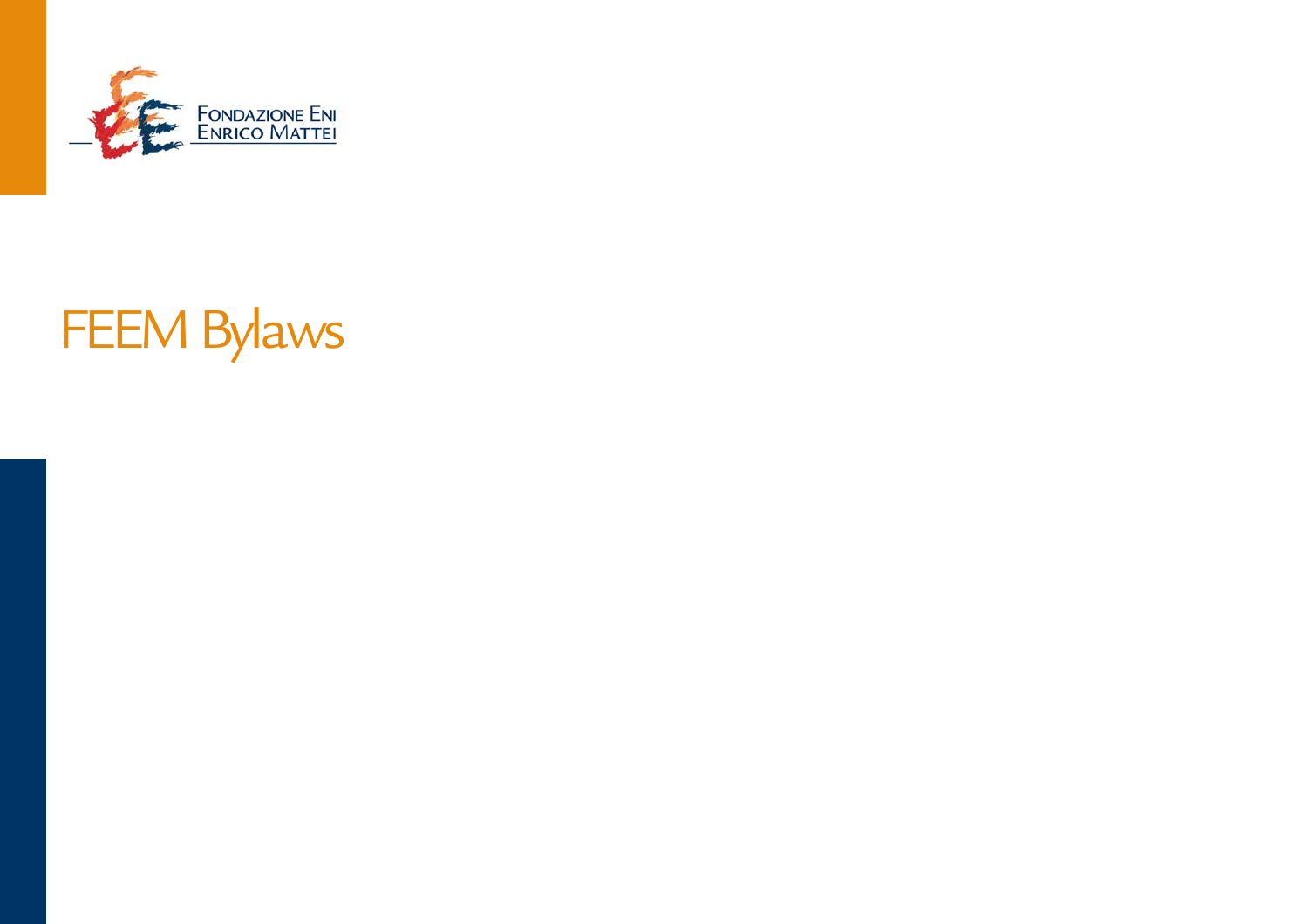Fondazione Eni Enrico Mattei

# FEEM Bylaws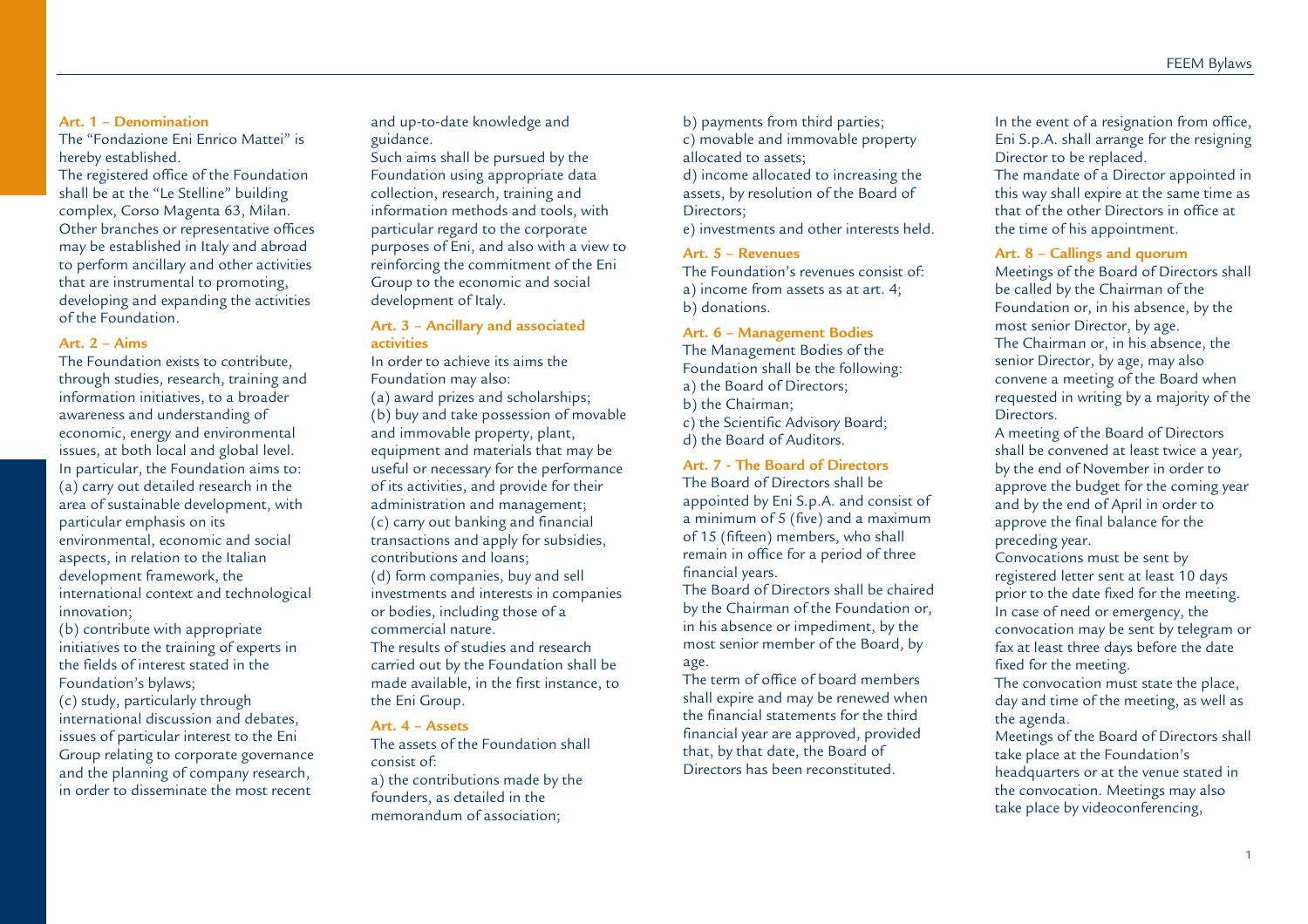### Art. 1 – Denomination

The "Fondazione Eni Enrico Mattei" is hereby established.

The registered office of the Foundation shall be at the "Le Stelline" building complex, Corso Magenta 63, Milan. Other branches or representative offices may be established in Italy and abroad to perform ancillary and other activities that are instrumental to promoting, developing and expanding the activities of the Foundation.

### Art. 2 – Aims

The Foundation exists to contribute, through studies, research, training and information initiatives, to a broader awareness and understanding of economic, energy and environmental issues, at both local and global level. In particular, the Foundation aims to:

(a) carry out detailed research in the area of sustainable development, with particular emphasis on its environmental, economic and social aspects, in relation to the Italian development framework, the international context and technological innovation;

(b) contribute with appropriate initiatives to the training of experts in the fields of interest stated in the Foundation's bylaws;

(c) study, particularly through international discussion and debates, issues of particular interest to the Eni Group relating to corporate governance and the planning of company research, in order to disseminate the most recent and up-to-date knowledge and guidance.

Such aims shall be pursued by the Foundation using appropriate data collection, research, training and information methods and tools, with particular regard to the corporate purposes of Eni, and also with a view to reinforcing the commitment of the Eni Group to the economic and social development of Italy.

### Art. 3 – Ancillary and associated activities

In order to achieve its aims the Foundation may also:

(a) award prizes and scholarships;

(b) buy and take possession of movable and immovable property, plant, equipment and materials that may be useful or necessary for the performance of its activities, and provide for their administration and management;

(c) carry out banking and financial transactions and apply for subsidies, contributions and loans;

(d) form companies, buy and sell investments and interests in companies or bodies, including those of a commercial nature.

The results of studies and research carried out by the Foundation shall be made available, in the first instance, to the Eni Group.

### Art. 4 – Assets

The assets of the Foundation shall consist of:

a) the contributions made by the founders, as detailed in the memorandum of association;

b) payments from third parties;

c) movable and immovable property allocated to assets;

d) income allocated to increasing the assets, by resolution of the Board of Directors;

e) investments and other interests held.

### Art. 5 – Revenues

The Foundation's revenues consist of:

a) income from assets as at art. 4;

b) donations.

### Art. 6 – Management Bodies

The Management Bodies of the Foundation shall be the following:

a) the Board of Directors;

b) the Chairman;

c) the Scientific Advisory Board;

d) the Board of Auditors.

### Art. 7 - The Board of Directors

The Board of Directors shall be appointed by Eni S.p.A. and consist of a minimum of 5 (five) and a maximum of 15 (fifteen) members, who shall remain in office for a period of three financial years.

The Board of Directors shall be chaired by the Chairman of the Foundation or, in his absence or impediment, by the most senior member of the Board, by age.

The term of office of board members shall expire and may be renewed when the financial statements for the third financial year are approved, provided that, by that date, the Board of Directors has been reconstituted.

In the event of a resignation from office, Eni S.p.A. shall arrange for the resigning Director to be replaced.

The mandate of a Director appointed in this way shall expire at the same time as that of the other Directors in office at the time of his appointment.

### Art. 8 – Callings and quorum

Meetings of the Board of Directors shall be called by the Chairman of the Foundation or, in his absence, by the most senior Director, by age.

The Chairman or, in his absence, the senior Director, by age, may also convene a meeting of the Board when requested in writing by a majority of the Directors.

A meeting of the Board of Directors shall be convened at least twice a year, by the end of November in order to approve the budget for the coming year and by the end of April in order to approve the final balance for the preceding year.

Convocations must be sent by registered letter sent at least 10 days prior to the date fixed for the meeting. In case of need or emergency, the convocation may be sent by telegram or fax at least three days before the date fixed for the meeting.

The convocation must state the place, day and time of the meeting, as well as the agenda.

Meetings of the Board of Directors shall take place at the Foundation's headquarters or at the venue stated in the convocation. Meetings may also take place by videoconferencing,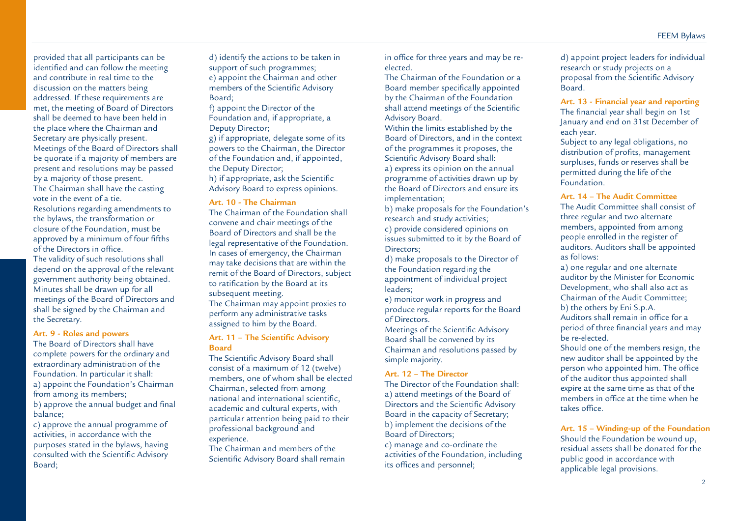provided that all participants can be identified and can follow the meeting and contribute in real time to the discussion on the matters being addressed. If these requirements are met, the meeting of Board of Directors shall be deemed to have been held in the place where the Chairman and Secretary are physically present.
Meetings of the Board of Directors shall be quorate if a majority of members are present and resolutions may be passed by a majority of those present.
The Chairman shall have the casting vote in the event of a tie.
Resolutions regarding amendments to the bylaws, the transformation or closure of the Foundation, must be approved by a minimum of four fifths of the Directors in office.
The validity of such resolutions shall depend on the approval of the relevant government authority being obtained.
Minutes shall be drawn up for all meetings of the Board of Directors and shall be signed by the Chairman and the Secretary.

### Art. 9 - Roles and powers

The Board of Directors shall have complete powers for the ordinary and extraordinary administration of the Foundation. In particular it shall:
a) appoint the Foundation's Chairman from among its members;
b) approve the annual budget and final balance;
c) approve the annual programme of activities, in accordance with the purposes stated in the bylaws, having consulted with the Scientific Advisory Board;
d) identify the actions to be taken in support of such programmes;
e) appoint the Chairman and other members of the Scientific Advisory Board;
f) appoint the Director of the Foundation and, if appropriate, a Deputy Director;
g) if appropriate, delegate some of its powers to the Chairman, the Director of the Foundation and, if appointed, the Deputy Director;
h) if appropriate, ask the Scientific Advisory Board to express opinions.

### Art. 10 - The Chairman

The Chairman of the Foundation shall convene and chair meetings of the Board of Directors and shall be the legal representative of the Foundation. In cases of emergency, the Chairman may take decisions that are within the remit of the Board of Directors, subject to ratification by the Board at its subsequent meeting.
The Chairman may appoint proxies to perform any administrative tasks assigned to him by the Board.

### Art. 11 – The Scientific Advisory Board

The Scientific Advisory Board shall consist of a maximum of 12 (twelve) members, one of whom shall be elected Chairman, selected from among national and international scientific, academic and cultural experts, with particular attention being paid to their professional background and experience.
The Chairman and members of the Scientific Advisory Board shall remain in office for three years and may be re-elected.
The Chairman of the Foundation or a Board member specifically appointed by the Chairman of the Foundation shall attend meetings of the Scientific Advisory Board.
Within the limits established by the Board of Directors, and in the context of the programmes it proposes, the Scientific Advisory Board shall:
a) express its opinion on the annual programme of activities drawn up by the Board of Directors and ensure its implementation;
b) make proposals for the Foundation's research and study activities;
c) provide considered opinions on issues submitted to it by the Board of Directors;
d) make proposals to the Director of the Foundation regarding the appointment of individual project leaders;
e) monitor work in progress and produce regular reports for the Board of Directors.
Meetings of the Scientific Advisory Board shall be convened by its Chairman and resolutions passed by simple majority.

### Art. 12 – The Director

The Director of the Foundation shall:
a) attend meetings of the Board of Directors and the Scientific Advisory Board in the capacity of Secretary;
b) implement the decisions of the Board of Directors;
c) manage and co-ordinate the activities of the Foundation, including its offices and personnel;
d) appoint project leaders for individual research or study projects on a proposal from the Scientific Advisory Board.

### Art. 13 - Financial year and reporting

The financial year shall begin on 1st January and end on 31st December of each year.
Subject to any legal obligations, no distribution of profits, management surpluses, funds or reserves shall be permitted during the life of the Foundation.

### Art. 14 – The Audit Committee

The Audit Committee shall consist of three regular and two alternate members, appointed from among people enrolled in the register of auditors. Auditors shall be appointed as follows:
a) one regular and one alternate auditor by the Minister for Economic Development, who shall also act as Chairman of the Audit Committee;
b) the others by Eni S.p.A.
Auditors shall remain in office for a period of three financial years and may be re-elected.
Should one of the members resign, the new auditor shall be appointed by the person who appointed him. The office of the auditor thus appointed shall expire at the same time as that of the members in office at the time when he takes office.

### Art. 15 – Winding-up of the Foundation

Should the Foundation be wound up, residual assets shall be donated for the public good in accordance with applicable legal provisions.